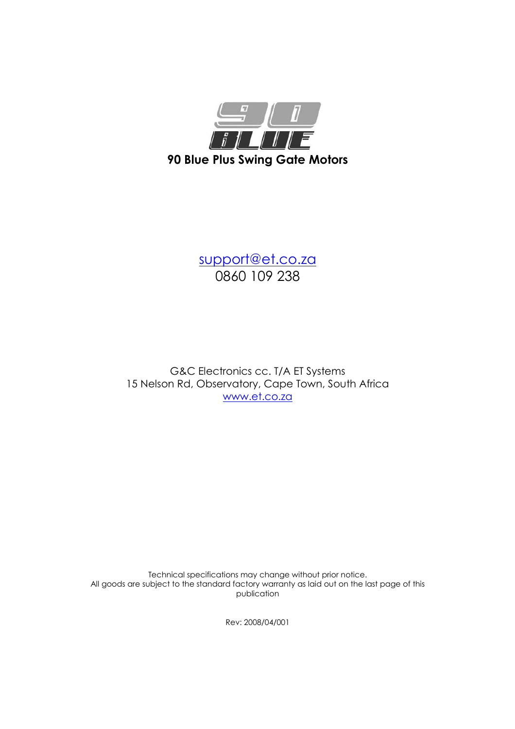# 90 Blue Plus Swing Gate Motors

support@et.co.za

0860 109 238

G&C Electronics cc. T/A ET Systems

15 Nelson Rd, Observatory, Cape Town, South Africa

www.et.co.za

Technical specifications may change without prior notice.

All goods are subject to the standard factory warranty as laid out on the last page of this publication

Rev: 2008/04/001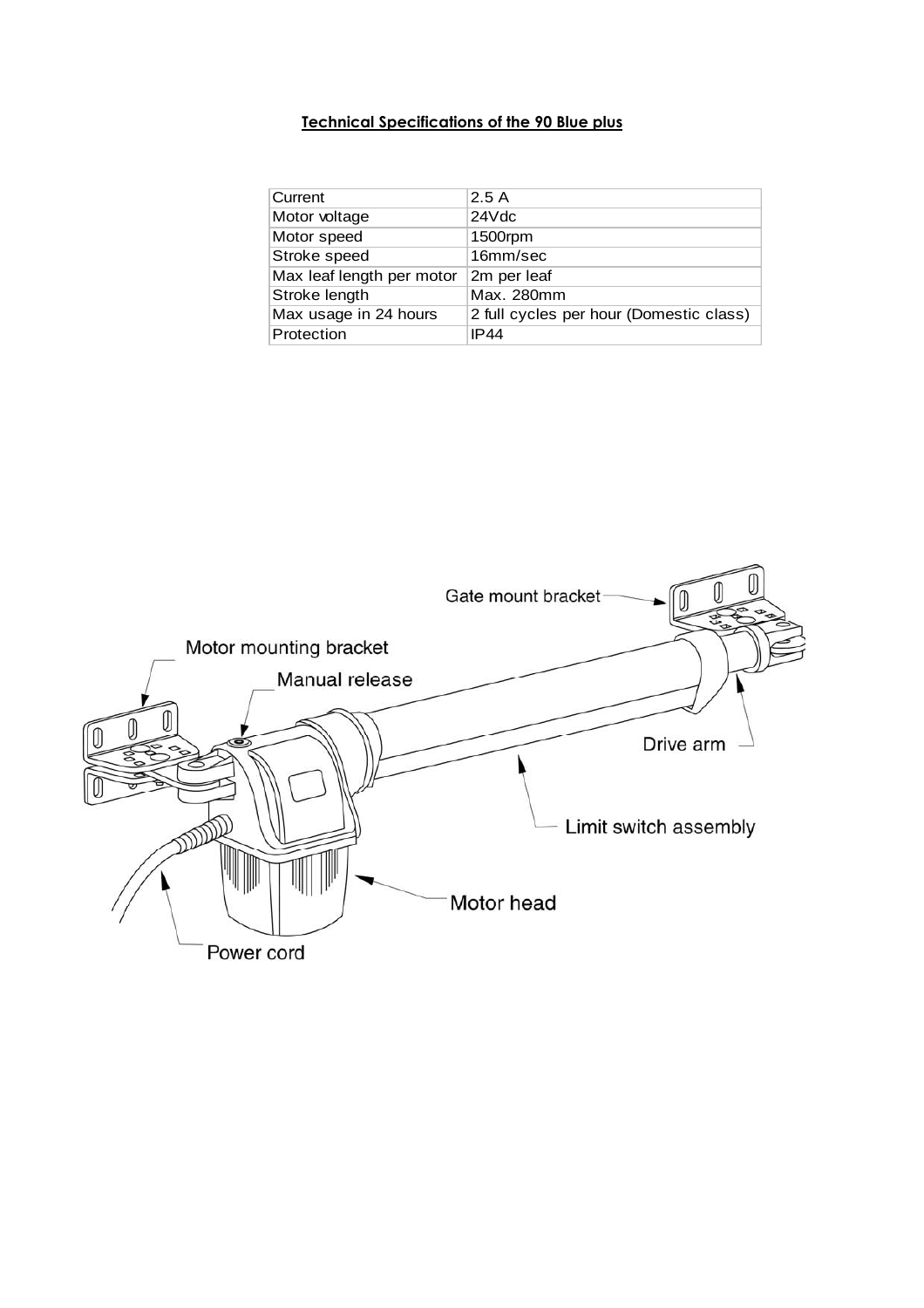**Technical Specifications of the 90 Blue plus**

| Current | 2.5 A |
|---|---|
| Motor voltage | 24Vdc |
| Motor speed | 1500rpm |
| Stroke speed | 16mm/sec |
| Max leaf length per motor | 2m per leaf |
| Stroke length | Max. 280mm |
| Max usage in 24 hours | 2 full cycles per hour (Domestic class) |
| Protection | IP44 |

Gate mount bracket

Motor mounting bracket

Manual release

Drive arm

Limit switch assembly

Motor head

Power cord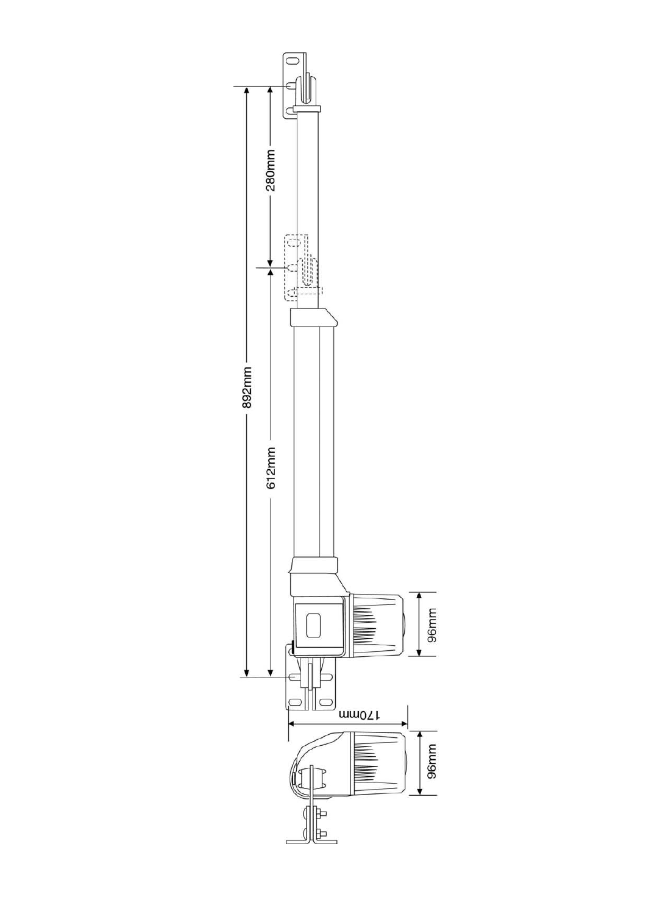280mm

892mm

612mm

96mm

170mm

96mm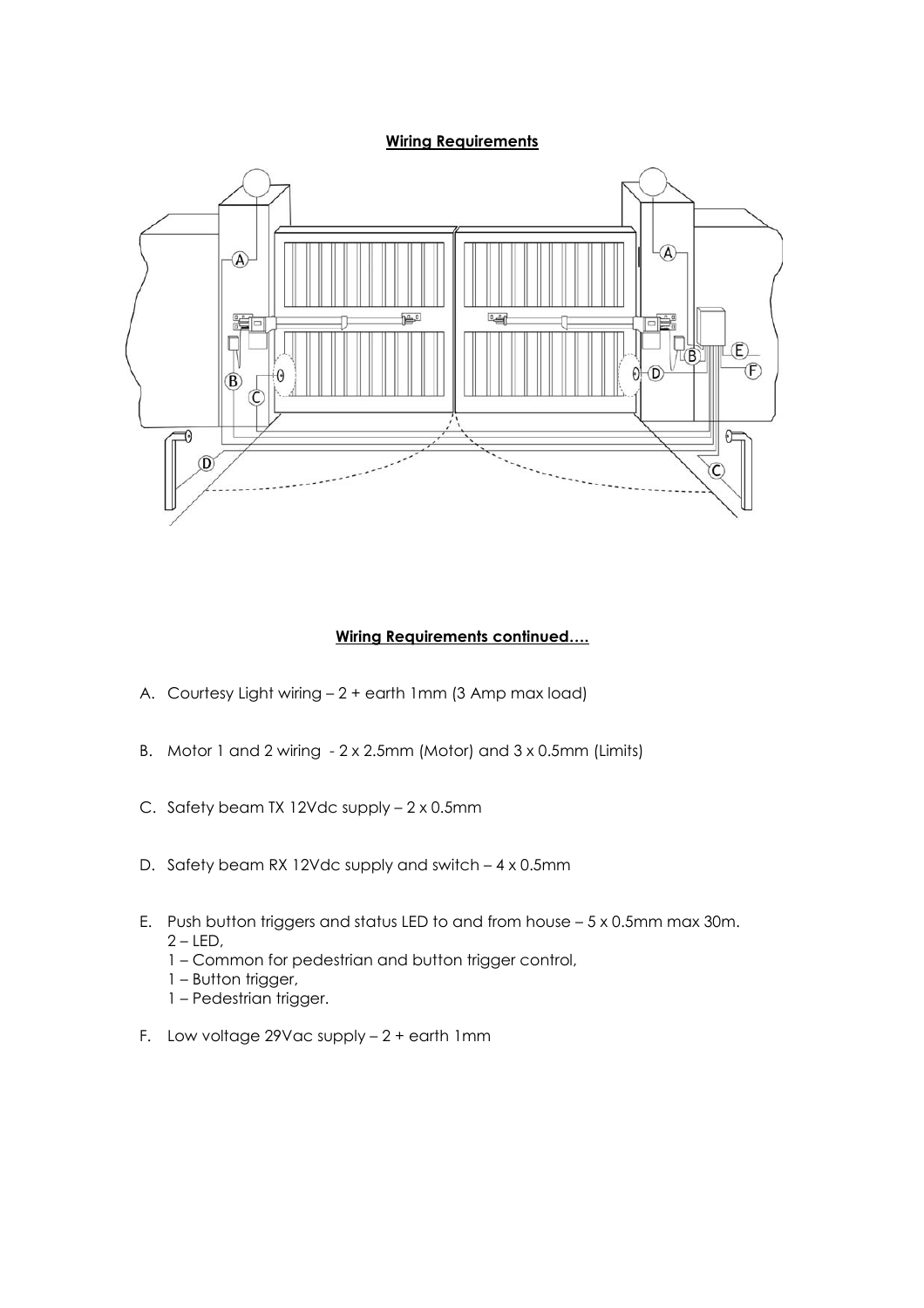**Wiring Requirements**

**Wiring Requirements continued….**

A. Courtesy Light wiring – 2 + earth 1mm (3 Amp max load)

B. Motor 1 and 2 wiring - 2 x 2.5mm (Motor) and 3 x 0.5mm (Limits)

C. Safety beam TX 12Vdc supply – 2 x 0.5mm

D. Safety beam RX 12Vdc supply and switch – 4 x 0.5mm

E. Push button triggers and status LED to and from house – 5 x 0.5mm max 30m.
   2 – LED,
   1 – Common for pedestrian and button trigger control,
   1 – Button trigger,
   1 – Pedestrian trigger.

F. Low voltage 29Vac supply – 2 + earth 1mm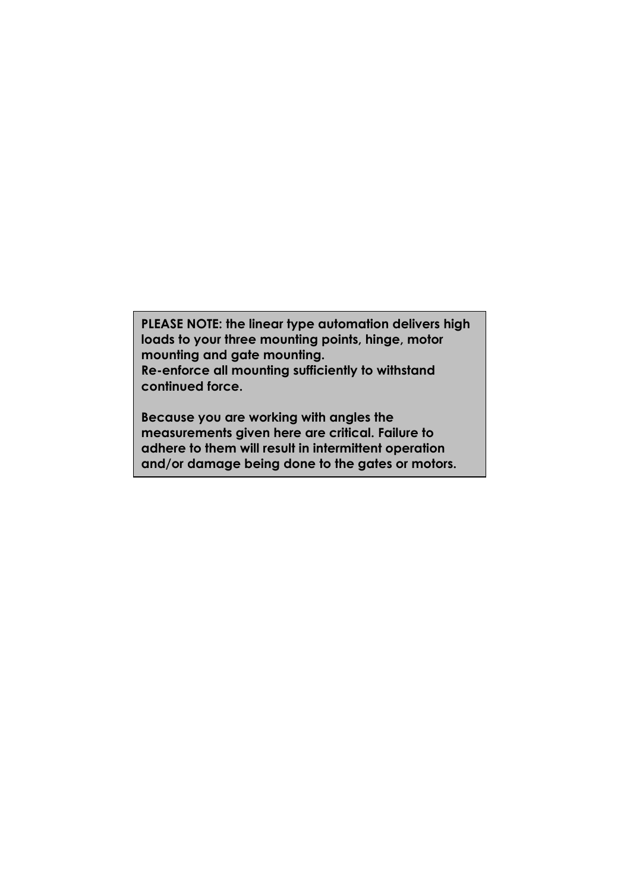**PLEASE NOTE: the linear type automation delivers high loads to your three mounting points, hinge, motor mounting and gate mounting.**
**Re-enforce all mounting sufficiently to withstand continued force.**

**Because you are working with angles the measurements given here are critical. Failure to adhere to them will result in intermittent operation and/or damage being done to the gates or motors.**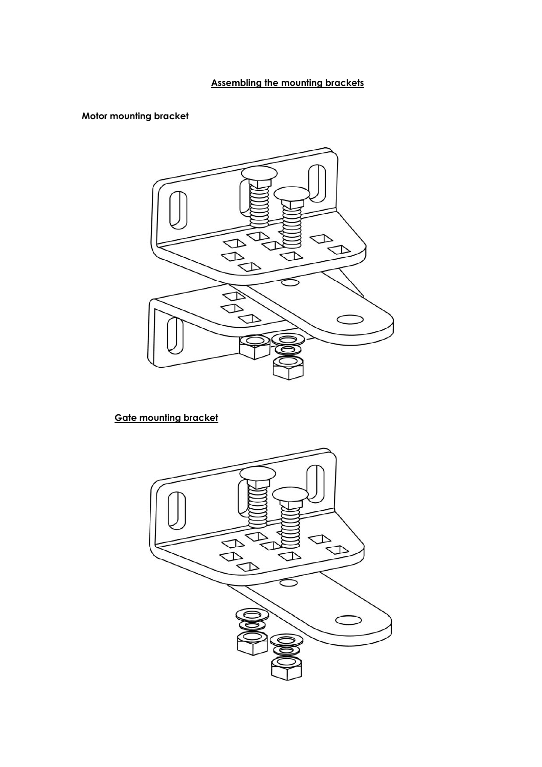## Assembling the mounting brackets

**Motor mounting bracket**

**Gate mounting bracket**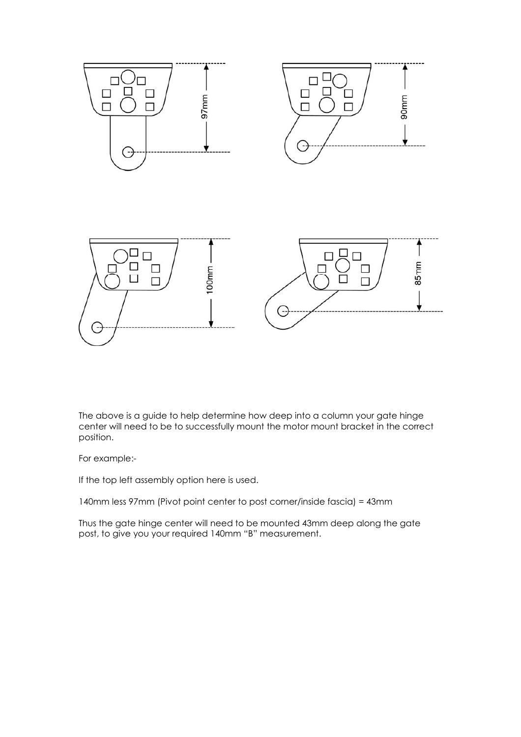The above is a guide to help determine how deep into a column your gate hinge center will need to be to successfully mount the motor mount bracket in the correct position.

For example:-

If the top left assembly option here is used.

140mm less 97mm (Pivot point center to post corner/inside fascia) = 43mm

Thus the gate hinge center will need to be mounted 43mm deep along the gate post, to give you your required 140mm "B" measurement.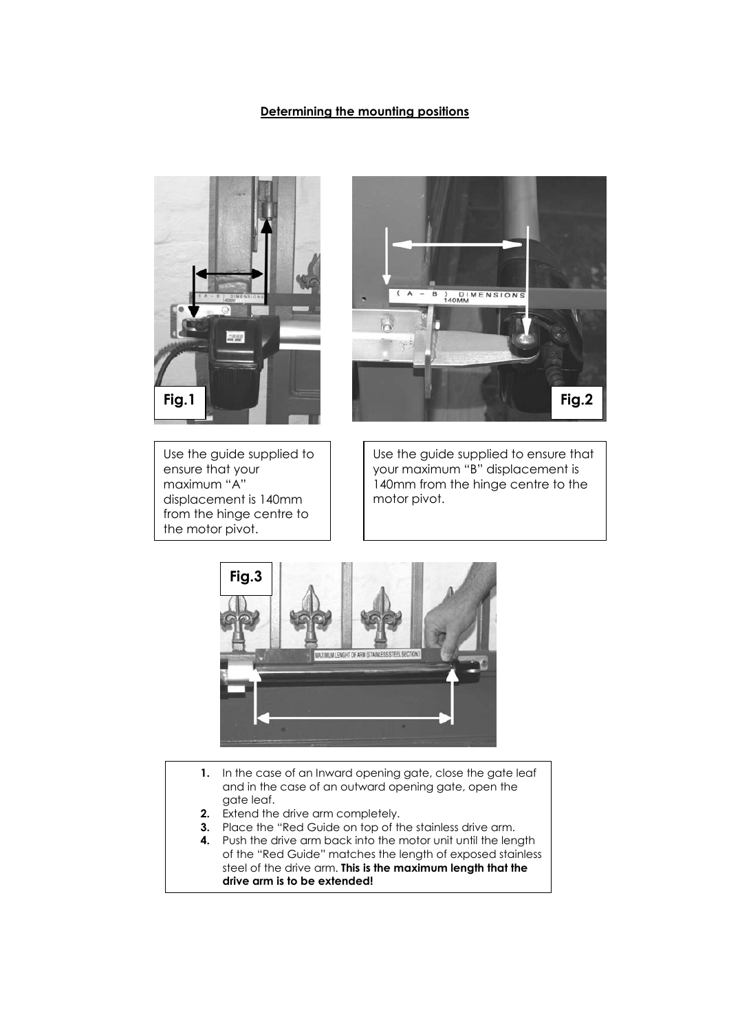## Determining the mounting positions

Fig.1

Use the guide supplied to ensure that your maximum "A" displacement is 140mm from the hinge centre to the motor pivot.

Fig.2

Use the guide supplied to ensure that your maximum "B" displacement is 140mm from the hinge centre to the motor pivot.

Fig.3

1. In the case of an Inward opening gate, close the gate leaf and in the case of an outward opening gate, open the gate leaf.
2. Extend the drive arm completely.
3. Place the "Red Guide on top of the stainless drive arm.
4. Push the drive arm back into the motor unit until the length of the "Red Guide" matches the length of exposed stainless steel of the drive arm. **This is the maximum length that the drive arm is to be extended!**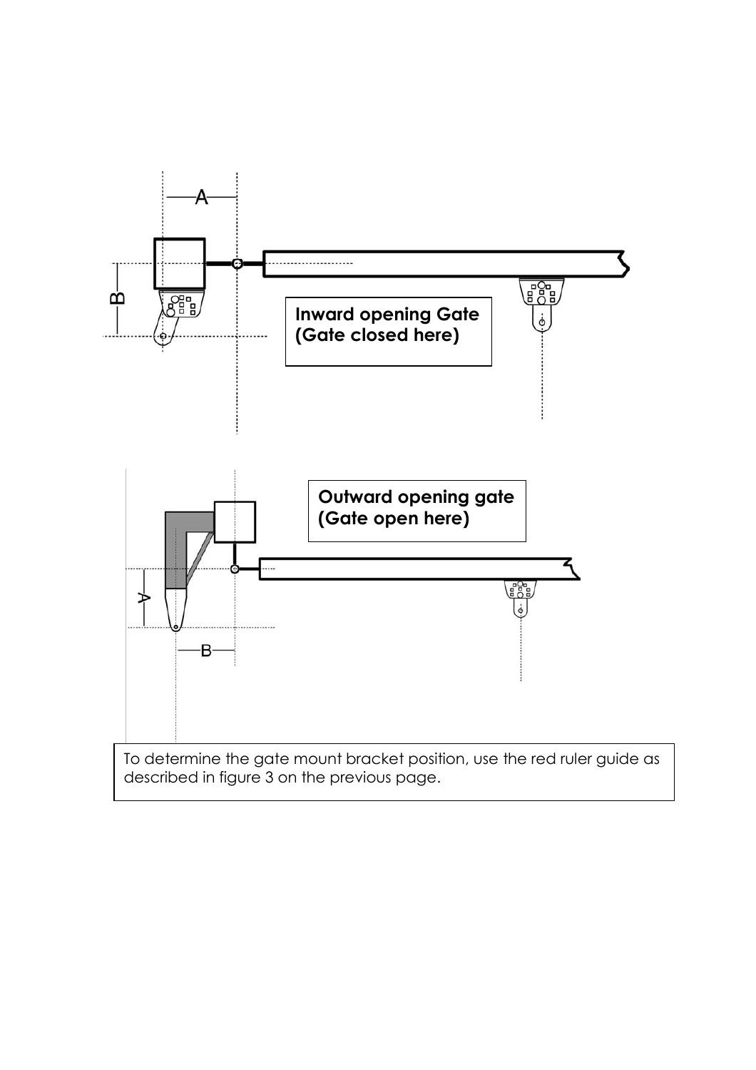**Inward opening Gate (Gate closed here)**

**Outward opening gate (Gate open here)**

To determine the gate mount bracket position, use the red ruler guide as described in figure 3 on the previous page.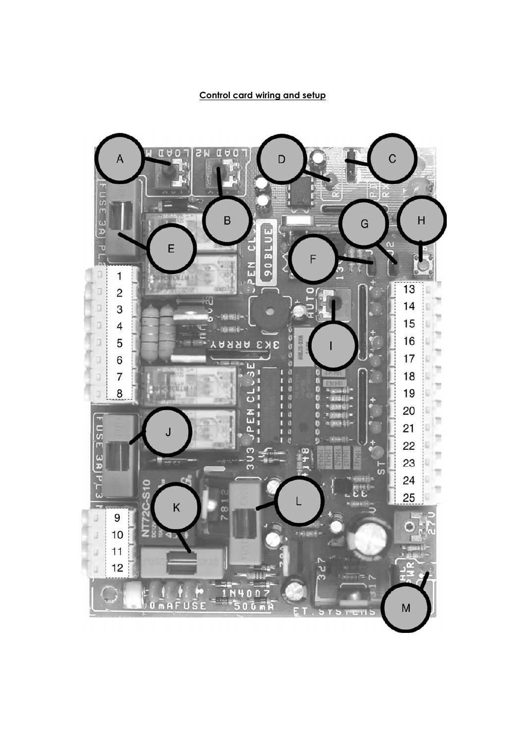**Control card wiring and setup**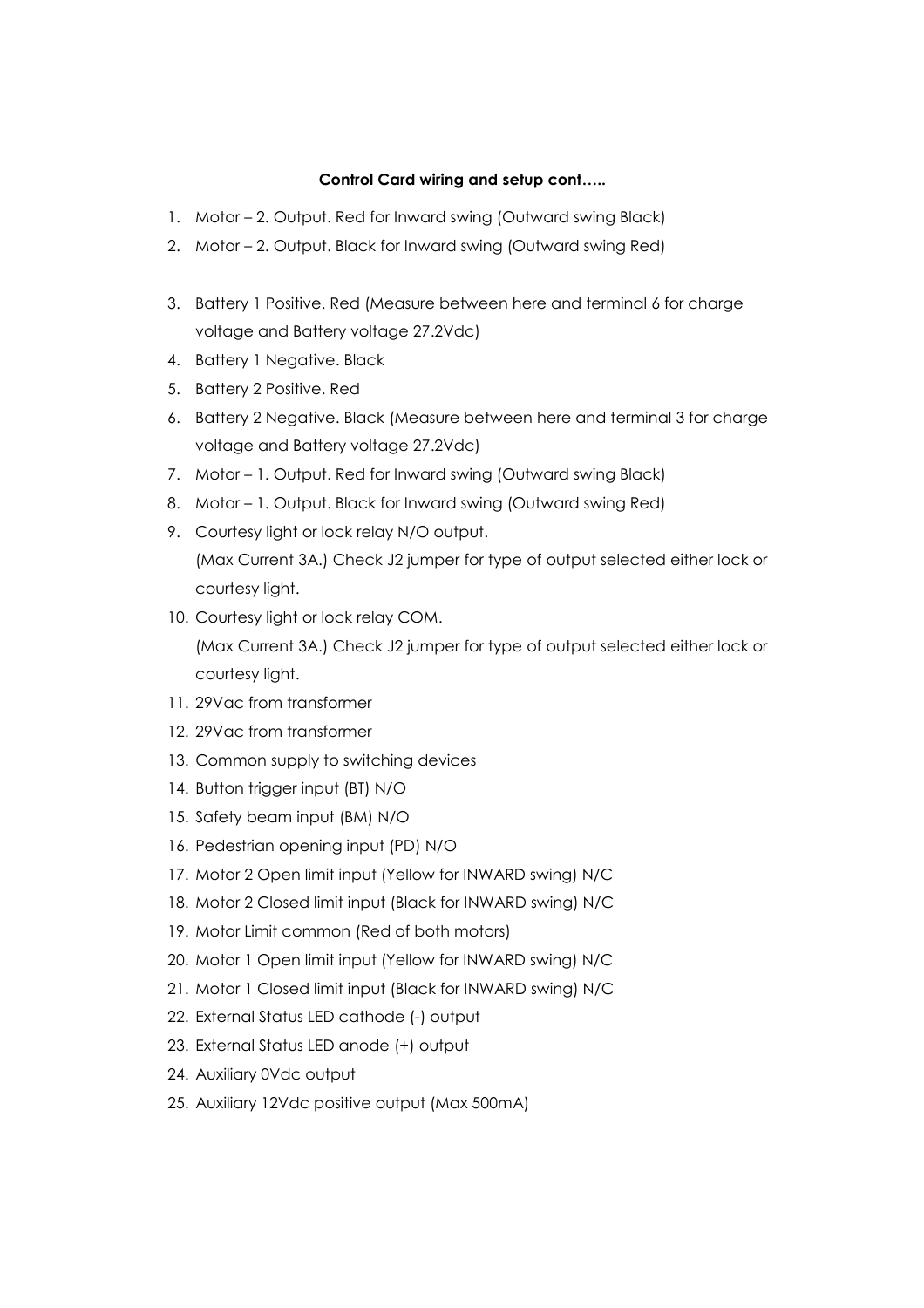**<u>Control Card wiring and setup cont…..</u>**

1. Motor – 2. Output. Red for Inward swing (Outward swing Black)
2. Motor – 2. Output. Black for Inward swing (Outward swing Red)
3. Battery 1 Positive. Red (Measure between here and terminal 6 for charge voltage and Battery voltage 27.2Vdc)
4. Battery 1 Negative. Black
5. Battery 2 Positive. Red
6. Battery 2 Negative. Black (Measure between here and terminal 3 for charge voltage and Battery voltage 27.2Vdc)
7. Motor – 1. Output. Red for Inward swing (Outward swing Black)
8. Motor – 1. Output. Black for Inward swing (Outward swing Red)
9. Courtesy light or lock relay N/O output.
   (Max Current 3A.) Check J2 jumper for type of output selected either lock or courtesy light.
10. Courtesy light or lock relay COM.
    (Max Current 3A.) Check J2 jumper for type of output selected either lock or courtesy light.
11. 29Vac from transformer
12. 29Vac from transformer
13. Common supply to switching devices
14. Button trigger input (BT) N/O
15. Safety beam input (BM) N/O
16. Pedestrian opening input (PD) N/O
17. Motor 2 Open limit input (Yellow for INWARD swing) N/C
18. Motor 2 Closed limit input (Black for INWARD swing) N/C
19. Motor Limit common (Red of both motors)
20. Motor 1 Open limit input (Yellow for INWARD swing) N/C
21. Motor 1 Closed limit input (Black for INWARD swing) N/C
22. External Status LED cathode (-) output
23. External Status LED anode (+) output
24. Auxiliary 0Vdc output
25. Auxiliary 12Vdc positive output (Max 500mA)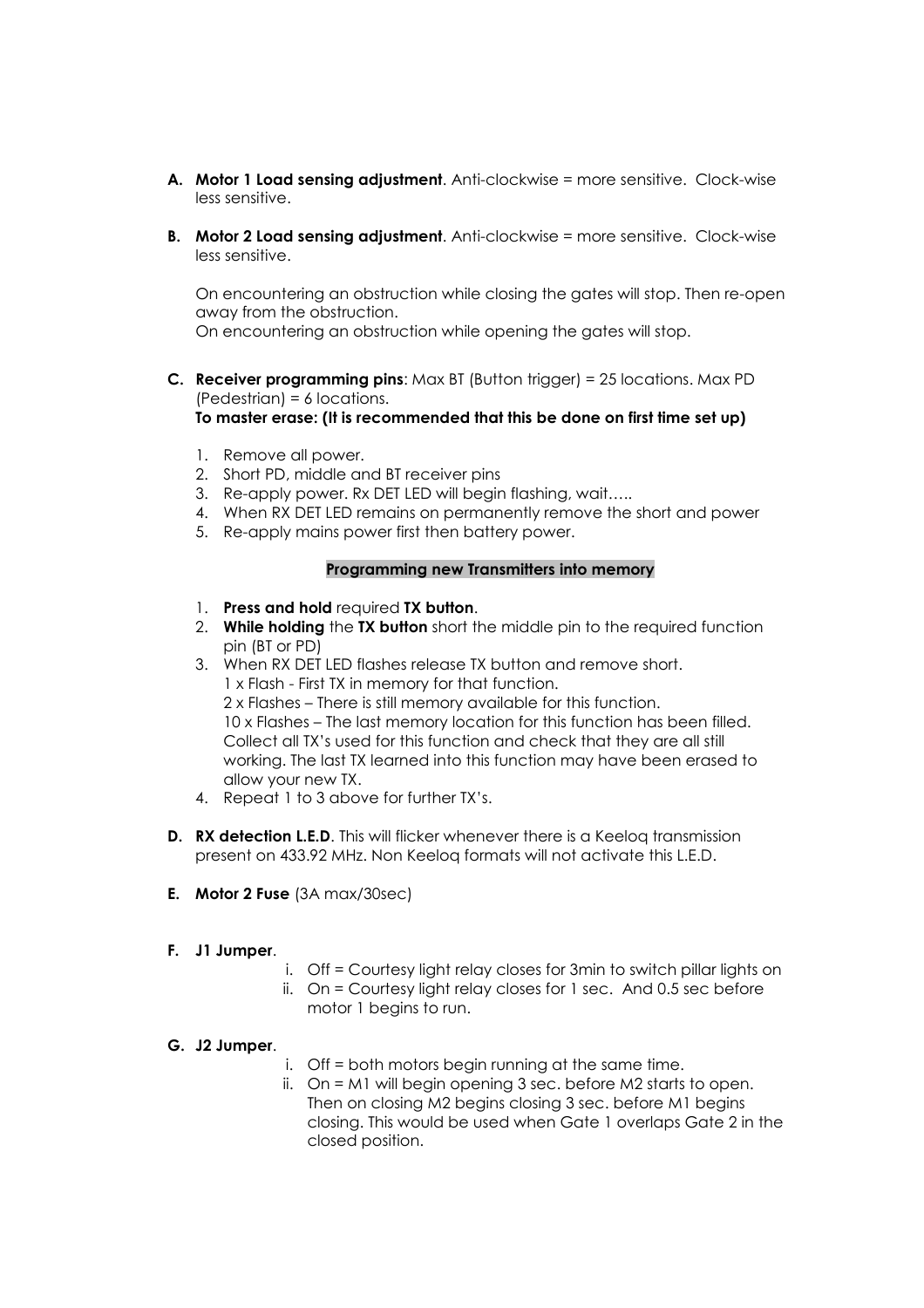**A. Motor 1 Load sensing adjustment**. Anti-clockwise = more sensitive. Clock-wise less sensitive.

**B. Motor 2 Load sensing adjustment**. Anti-clockwise = more sensitive. Clock-wise less sensitive.

On encountering an obstruction while closing the gates will stop. Then re-open away from the obstruction.
On encountering an obstruction while opening the gates will stop.

**C. Receiver programming pins**: Max BT (Button trigger) = 25 locations. Max PD (Pedestrian) = 6 locations.
**To master erase: (It is recommended that this be done on first time set up)**

1. Remove all power.
2. Short PD, middle and BT receiver pins
3. Re-apply power. Rx DET LED will begin flashing, wait…..
4. When RX DET LED remains on permanently remove the short and power
5. Re-apply mains power first then battery power.

**Programming new Transmitters into memory**

1. **Press and hold** required **TX button**.
2. **While holding** the **TX button** short the middle pin to the required function pin (BT or PD)
3. When RX DET LED flashes release TX button and remove short.
   1 x Flash - First TX in memory for that function.
   2 x Flashes – There is still memory available for this function.
   10 x Flashes – The last memory location for this function has been filled. Collect all TX's used for this function and check that they are all still working. The last TX learned into this function may have been erased to allow your new TX.
4. Repeat 1 to 3 above for further TX's.

**D. RX detection L.E.D**. This will flicker whenever there is a Keeloq transmission present on 433.92 MHz. Non Keeloq formats will not activate this L.E.D.

**E. Motor 2 Fuse** (3A max/30sec)

**F. J1 Jumper**.

i. Off = Courtesy light relay closes for 3min to switch pillar lights on
ii. On = Courtesy light relay closes for 1 sec. And 0.5 sec before motor 1 begins to run.

**G. J2 Jumper**.

i. Off = both motors begin running at the same time.
ii. On = M1 will begin opening 3 sec. before M2 starts to open. Then on closing M2 begins closing 3 sec. before M1 begins closing. This would be used when Gate 1 overlaps Gate 2 in the closed position.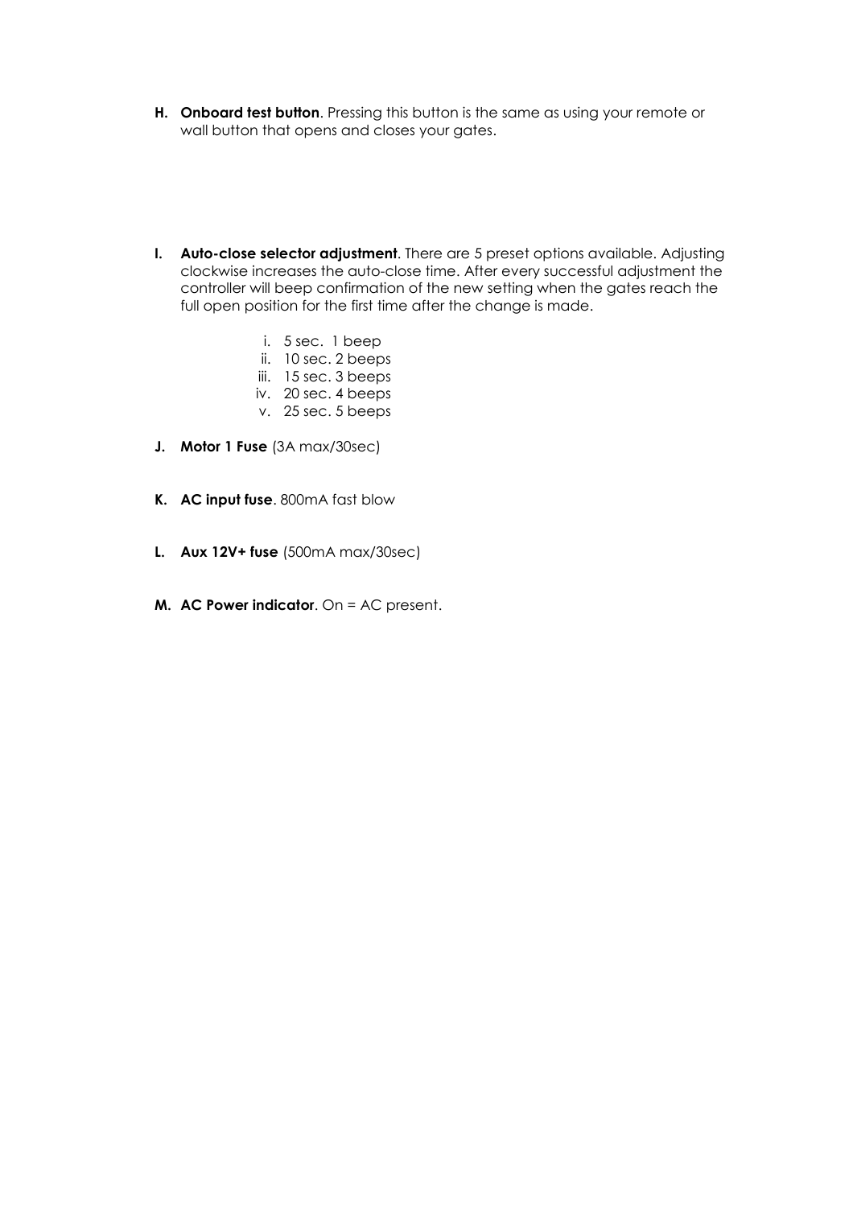H. **Onboard test button**. Pressing this button is the same as using your remote or wall button that opens and closes your gates.

I. **Auto-close selector adjustment**. There are 5 preset options available. Adjusting clockwise increases the auto-close time. After every successful adjustment the controller will beep confirmation of the new setting when the gates reach the full open position for the first time after the change is made.

   i. 5 sec. 1 beep
   ii. 10 sec. 2 beeps
   iii. 15 sec. 3 beeps
   iv. 20 sec. 4 beeps
   v. 25 sec. 5 beeps

J. **Motor 1 Fuse** (3A max/30sec)

K. **AC input fuse**. 800mA fast blow

L. **Aux 12V+ fuse** (500mA max/30sec)

M. **AC Power indicator**. On = AC present.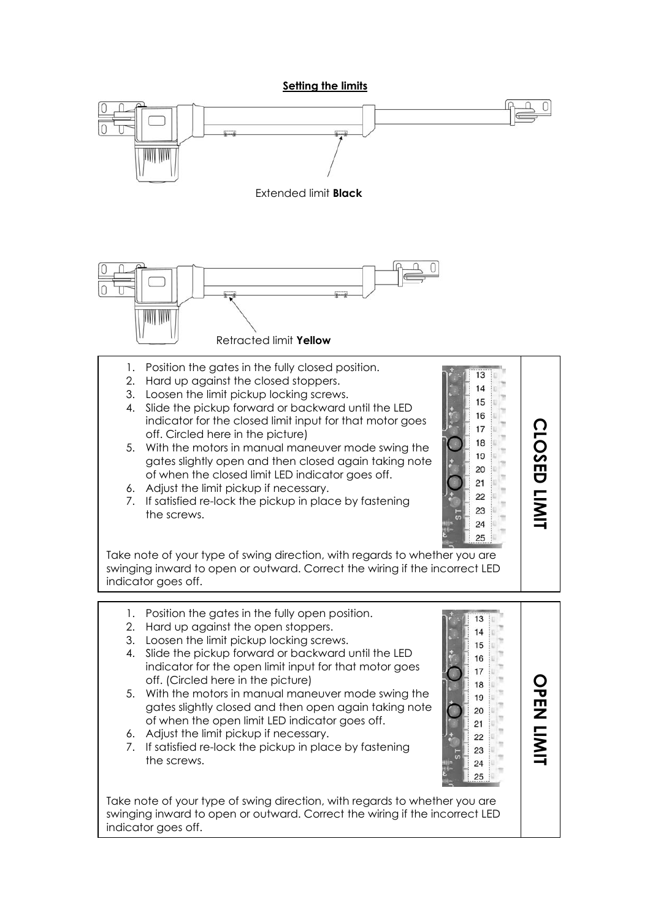## Setting the limits

Extended limit **Black**

Retracted limit **Yellow**

### CLOSED LIMIT

1. Position the gates in the fully closed position.
2. Hard up against the closed stoppers.
3. Loosen the limit pickup locking screws.
4. Slide the pickup forward or backward until the LED indicator for the closed limit input for that motor goes off. Circled here in the picture)
5. With the motors in manual maneuver mode swing the gates slightly open and then closed again taking note of when the closed limit LED indicator goes off.
6. Adjust the limit pickup if necessary.
7. If satisfied re-lock the pickup in place by fastening the screws.

Take note of your type of swing direction, with regards to whether you are swinging inward to open or outward. Correct the wiring if the incorrect LED indicator goes off.

### OPEN LIMIT

1. Position the gates in the fully open position.
2. Hard up against the open stoppers.
3. Loosen the limit pickup locking screws.
4. Slide the pickup forward or backward until the LED indicator for the open limit input for that motor goes off. (Circled here in the picture)
5. With the motors in manual maneuver mode swing the gates slightly closed and then open again taking note of when the open limit LED indicator goes off.
6. Adjust the limit pickup if necessary.
7. If satisfied re-lock the pickup in place by fastening the screws.

Take note of your type of swing direction, with regards to whether you are swinging inward to open or outward. Correct the wiring if the incorrect LED indicator goes off.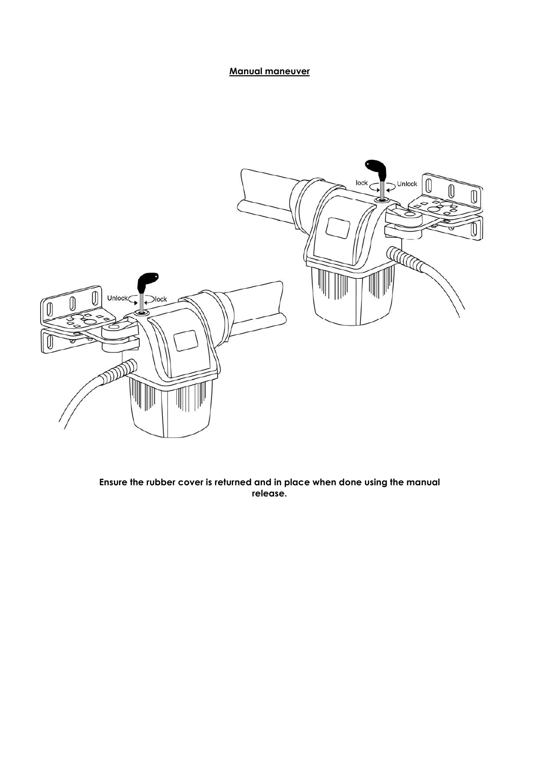**Manual maneuver**

**Ensure the rubber cover is returned and in place when done using the manual release.**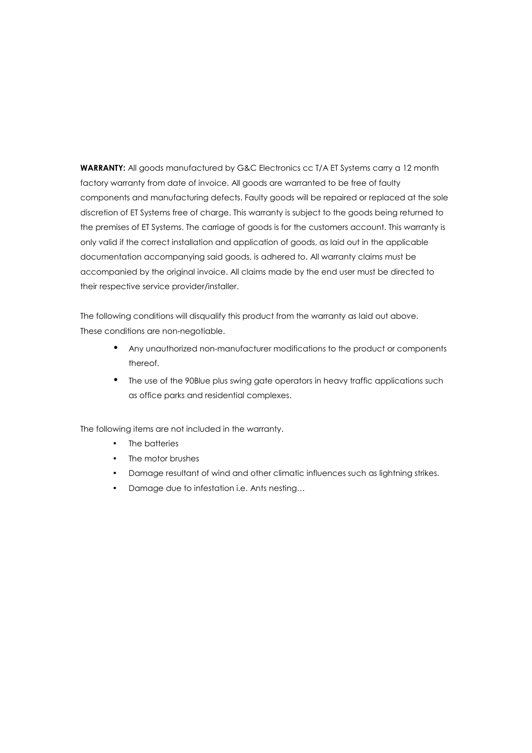**WARRANTY:** All goods manufactured by G&C Electronics cc T/A ET Systems carry a 12 month factory warranty from date of invoice. All goods are warranted to be free of faulty components and manufacturing defects. Faulty goods will be repaired or replaced at the sole discretion of ET Systems free of charge. This warranty is subject to the goods being returned to the premises of ET Systems. The carriage of goods is for the customers account. This warranty is only valid if the correct installation and application of goods, as laid out in the applicable documentation accompanying said goods, is adhered to. All warranty claims must be accompanied by the original invoice. All claims made by the end user must be directed to their respective service provider/installer.

The following conditions will disqualify this product from the warranty as laid out above. These conditions are non-negotiable.

- Any unauthorized non-manufacturer modifications to the product or components thereof.
- The use of the 90Blue plus swing gate operators in heavy traffic applications such as office parks and residential complexes.

The following items are not included in the warranty.

- The batteries
- The motor brushes
- Damage resultant of wind and other climatic influences such as lightning strikes.
- Damage due to infestation i.e. Ants nesting…